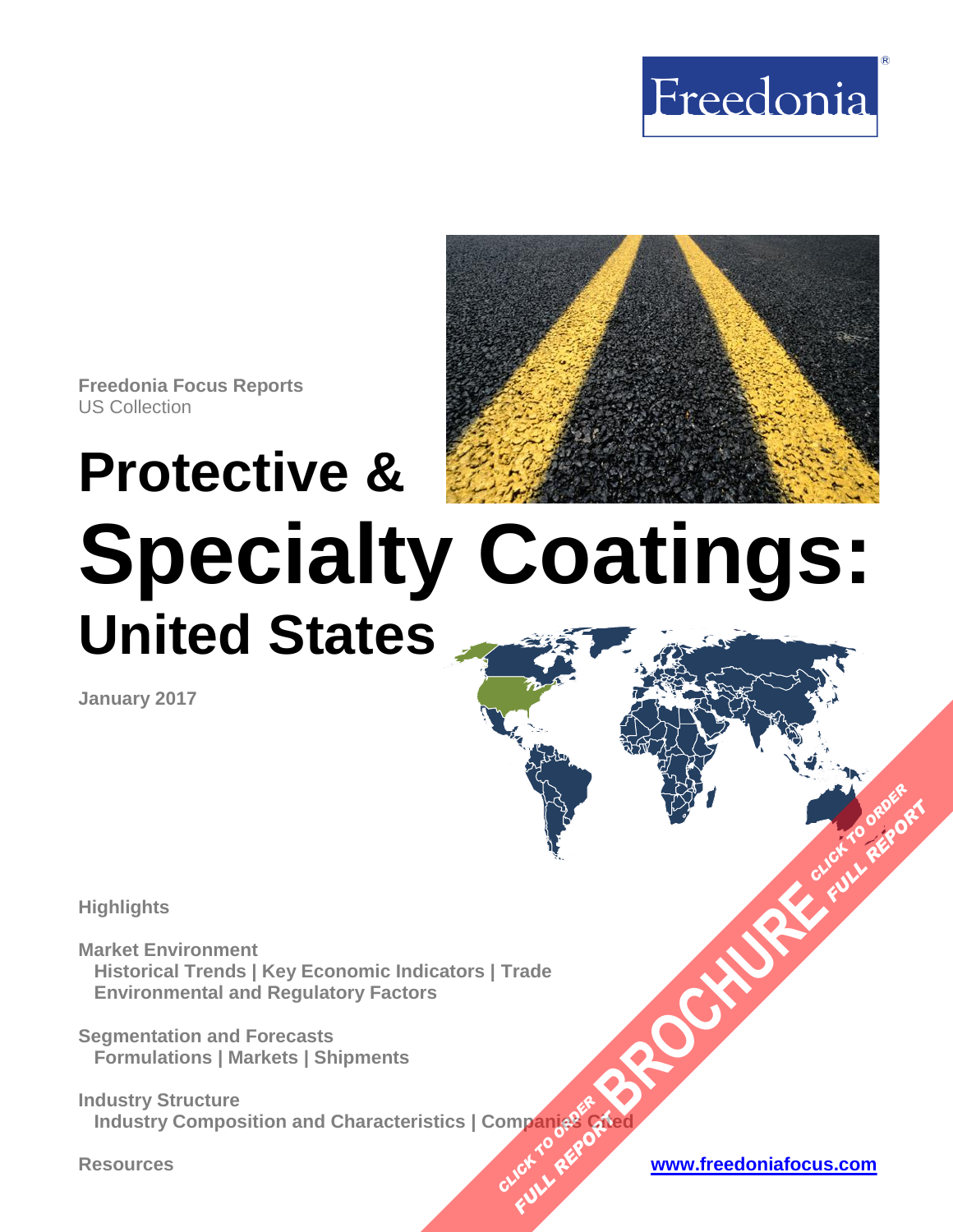Freedonia

**Freedonia Focus Reports**
US Collection

# Protective & Specialty Coatings: United States

**January 2017**

**Highlights**

**Market Environment**
- Historical Trends | Key Economic Indicators | Trade
- Environmental and Regulatory Factors

**Segmentation and Forecasts**
- Formulations | Markets | Shipments

**Industry Structure**
- Industry Composition and Characteristics | Companies Cited

**Resources**

BROCHURE — CLICK TO ORDER FULL REPORT

www.freedoniafocus.com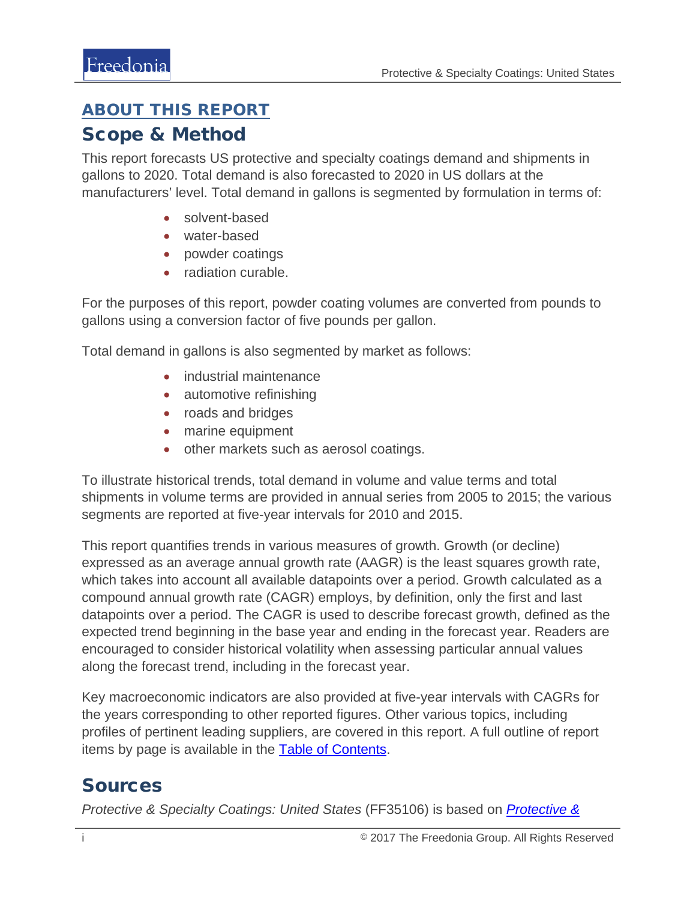## ABOUT THIS REPORT

## Scope & Method

This report forecasts US protective and specialty coatings demand and shipments in gallons to 2020. Total demand is also forecasted to 2020 in US dollars at the manufacturers' level. Total demand in gallons is segmented by formulation in terms of:

- solvent-based
- water-based
- powder coatings
- radiation curable.

For the purposes of this report, powder coating volumes are converted from pounds to gallons using a conversion factor of five pounds per gallon.

Total demand in gallons is also segmented by market as follows:

- industrial maintenance
- automotive refinishing
- roads and bridges
- marine equipment
- other markets such as aerosol coatings.

To illustrate historical trends, total demand in volume and value terms and total shipments in volume terms are provided in annual series from 2005 to 2015; the various segments are reported at five-year intervals for 2010 and 2015.

This report quantifies trends in various measures of growth. Growth (or decline) expressed as an average annual growth rate (AAGR) is the least squares growth rate, which takes into account all available datapoints over a period. Growth calculated as a compound annual growth rate (CAGR) employs, by definition, only the first and last datapoints over a period. The CAGR is used to describe forecast growth, defined as the expected trend beginning in the base year and ending in the forecast year. Readers are encouraged to consider historical volatility when assessing particular annual values along the forecast trend, including in the forecast year.

Key macroeconomic indicators are also provided at five-year intervals with CAGRs for the years corresponding to other reported figures. Other various topics, including profiles of pertinent leading suppliers, are covered in this report. A full outline of report items by page is available in the Table of Contents.

## Sources

*Protective & Specialty Coatings: United States* (FF35106) is based on *Protective &*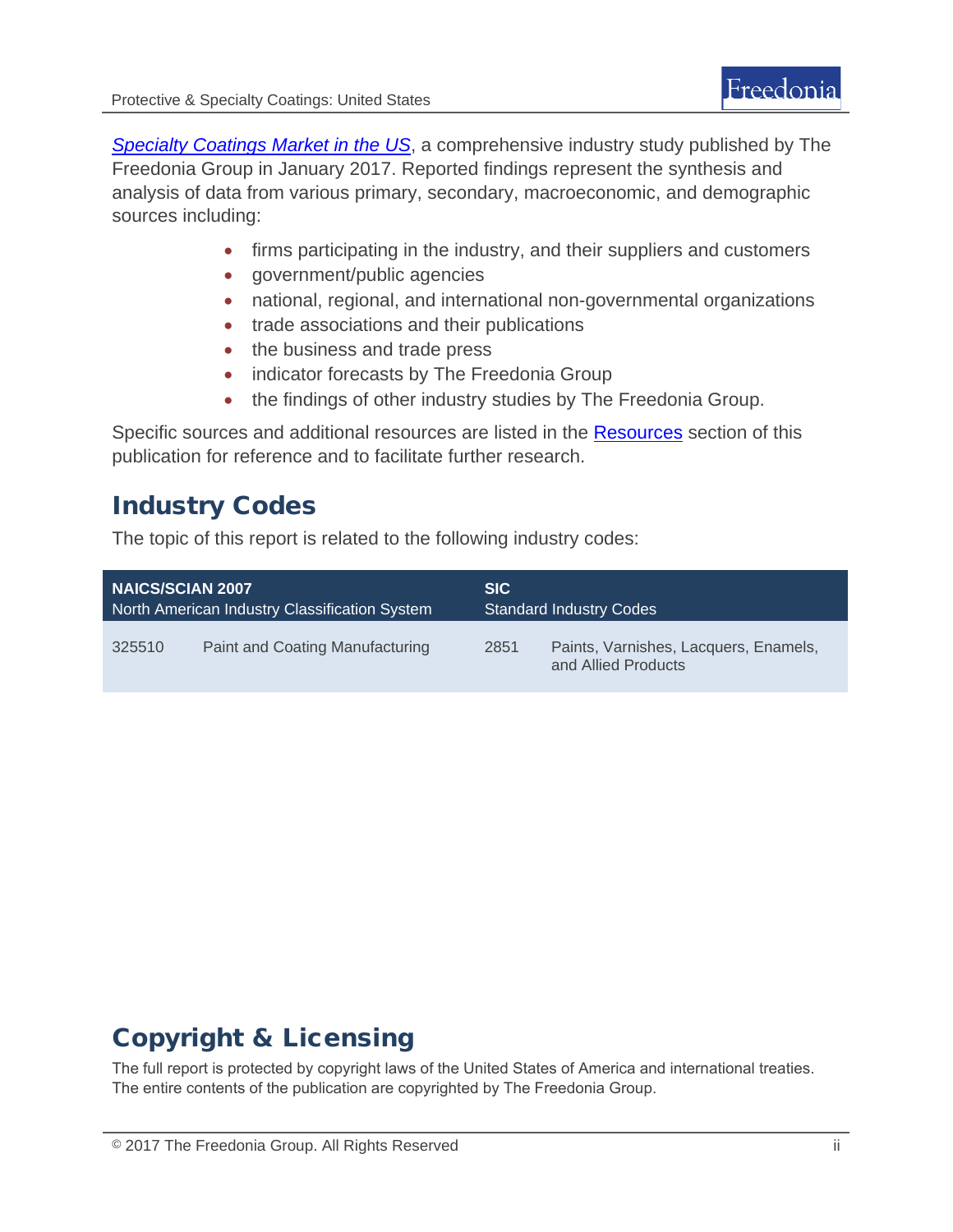*Specialty Coatings Market in the US*, a comprehensive industry study published by The Freedonia Group in January 2017. Reported findings represent the synthesis and analysis of data from various primary, secondary, macroeconomic, and demographic sources including:

- firms participating in the industry, and their suppliers and customers
- government/public agencies
- national, regional, and international non-governmental organizations
- trade associations and their publications
- the business and trade press
- indicator forecasts by The Freedonia Group
- the findings of other industry studies by The Freedonia Group.

Specific sources and additional resources are listed in the Resources section of this publication for reference and to facilitate further research.

## Industry Codes

The topic of this report is related to the following industry codes:

| **NAICS/SCIAN 2007** North American Industry Classification System | | **SIC** Standard Industry Codes | |
|---|---|---|---|
| 325510 | Paint and Coating Manufacturing | 2851 | Paints, Varnishes, Lacquers, Enamels, and Allied Products |

## Copyright & Licensing

The full report is protected by copyright laws of the United States of America and international treaties. The entire contents of the publication are copyrighted by The Freedonia Group.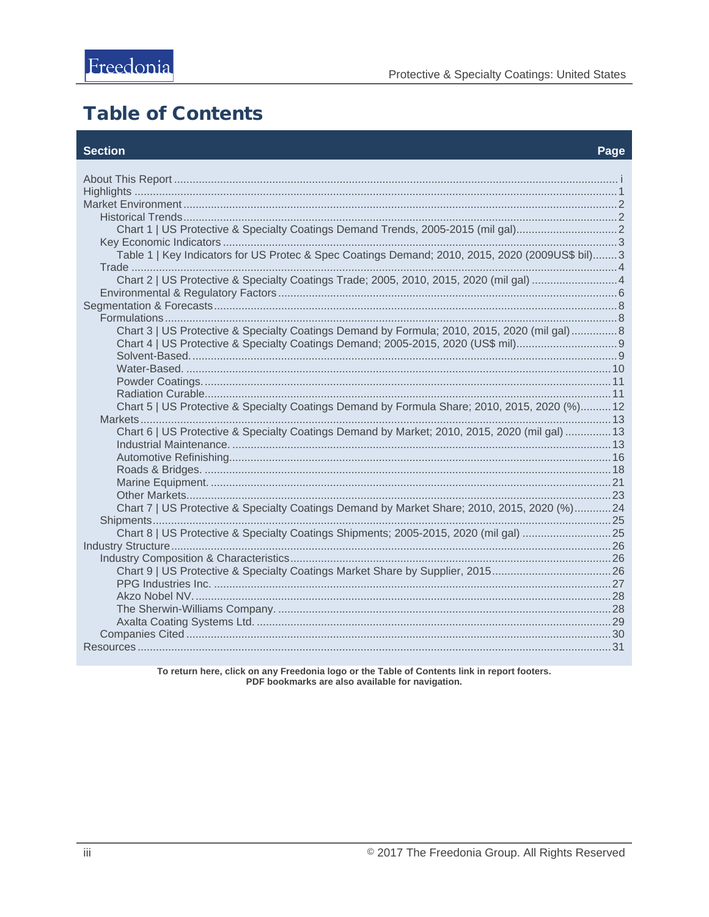# Table of Contents

| Section | Page |
|---|---|
| About This Report | i |
| Highlights | 1 |
| Market Environment | 2 |
| Historical Trends | 2 |
| Chart 1 \| US Protective & Specialty Coatings Demand Trends, 2005-2015 (mil gal) | 2 |
| Key Economic Indicators | 3 |
| Table 1 \| Key Indicators for US Protec & Spec Coatings Demand; 2010, 2015, 2020 (2009US$ bil) | 3 |
| Trade | 4 |
| Chart 2 \| US Protective & Specialty Coatings Trade; 2005, 2010, 2015, 2020 (mil gal) | 4 |
| Environmental & Regulatory Factors | 6 |
| Segmentation & Forecasts | 8 |
| Formulations | 8 |
| Chart 3 \| US Protective & Specialty Coatings Demand by Formula; 2010, 2015, 2020 (mil gal) | 8 |
| Chart 4 \| US Protective & Specialty Coatings Demand; 2005-2015, 2020 (US$ mil) | 9 |
| Solvent-Based. | 9 |
| Water-Based. | 10 |
| Powder Coatings. | 11 |
| Radiation Curable | 11 |
| Chart 5 \| US Protective & Specialty Coatings Demand by Formula Share; 2010, 2015, 2020 (%) | 12 |
| Markets | 13 |
| Chart 6 \| US Protective & Specialty Coatings Demand by Market; 2010, 2015, 2020 (mil gal) | 13 |
| Industrial Maintenance. | 13 |
| Automotive Refinishing | 16 |
| Roads & Bridges. | 18 |
| Marine Equipment. | 21 |
| Other Markets | 23 |
| Chart 7 \| US Protective & Specialty Coatings Demand by Market Share; 2010, 2015, 2020 (%) | 24 |
| Shipments | 25 |
| Chart 8 \| US Protective & Specialty Coatings Shipments; 2005-2015, 2020 (mil gal) | 25 |
| Industry Structure | 26 |
| Industry Composition & Characteristics | 26 |
| Chart 9 \| US Protective & Specialty Coatings Market Share by Supplier, 2015 | 26 |
| PPG Industries Inc. | 27 |
| Akzo Nobel NV. | 28 |
| The Sherwin-Williams Company. | 28 |
| Axalta Coating Systems Ltd. | 29 |
| Companies Cited | 30 |
| Resources | 31 |

**To return here, click on any Freedonia logo or the Table of Contents link in report footers.**
**PDF bookmarks are also available for navigation.**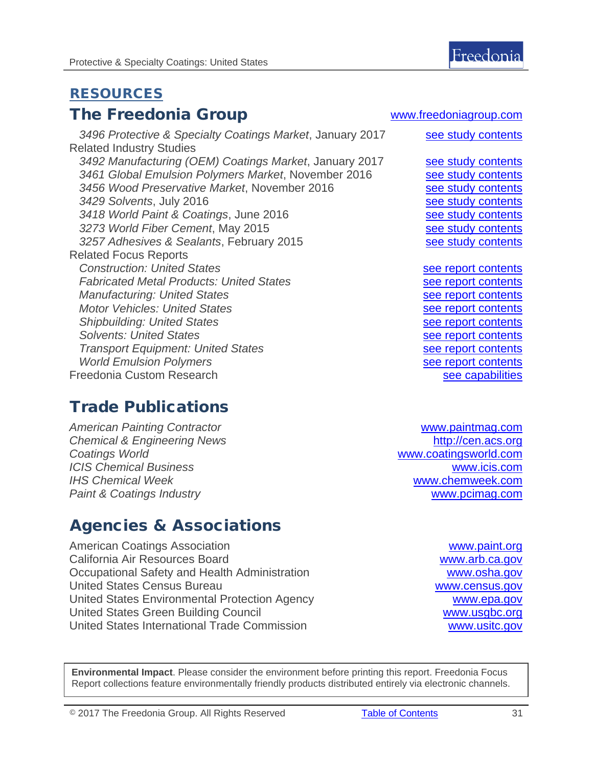# RESOURCES

## The Freedonia Group

www.freedoniagroup.com

| | |
|---|---|
| *3496 Protective & Specialty Coatings Market*, January 2017 | see study contents |
| Related Industry Studies | |
| *3492 Manufacturing (OEM) Coatings Market*, January 2017 | see study contents |
| *3461 Global Emulsion Polymers Market*, November 2016 | see study contents |
| *3456 Wood Preservative Market*, November 2016 | see study contents |
| *3429 Solvents*, July 2016 | see study contents |
| *3418 World Paint & Coatings*, June 2016 | see study contents |
| *3273 World Fiber Cement*, May 2015 | see study contents |
| *3257 Adhesives & Sealants*, February 2015 | see study contents |
| Related Focus Reports | |
| *Construction: United States* | see report contents |
| *Fabricated Metal Products: United States* | see report contents |
| *Manufacturing: United States* | see report contents |
| *Motor Vehicles: United States* | see report contents |
| *Shipbuilding: United States* | see report contents |
| *Solvents: United States* | see report contents |
| *Transport Equipment: United States* | see report contents |
| *World Emulsion Polymers* | see report contents |
| Freedonia Custom Research | see capabilities |

## Trade Publications

| | |
|---|---|
| *American Painting Contractor* | www.paintmag.com |
| *Chemical & Engineering News* | http://cen.acs.org |
| *Coatings World* | www.coatingsworld.com |
| *ICIS Chemical Business* | www.icis.com |
| *IHS Chemical Week* | www.chemweek.com |
| *Paint & Coatings Industry* | www.pcimag.com |

## Agencies & Associations

| | |
|---|---|
| American Coatings Association | www.paint.org |
| California Air Resources Board | www.arb.ca.gov |
| Occupational Safety and Health Administration | www.osha.gov |
| United States Census Bureau | www.census.gov |
| United States Environmental Protection Agency | www.epa.gov |
| United States Green Building Council | www.usgbc.org |
| United States International Trade Commission | www.usitc.gov |

**Environmental Impact**. Please consider the environment before printing this report. Freedonia Focus Report collections feature environmentally friendly products distributed entirely via electronic channels.